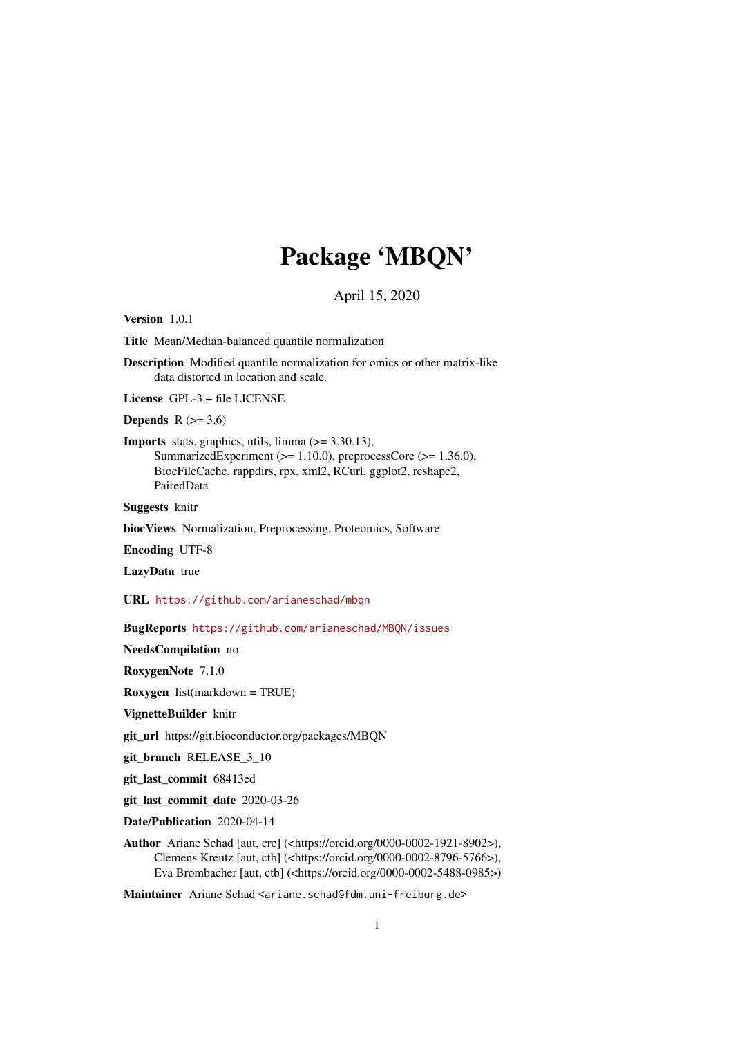# Package 'MBQN'

April 15, 2020

**Version** 1.0.1

**Title** Mean/Median-balanced quantile normalization

**Description** Modified quantile normalization for omics or other matrix-like data distorted in location and scale.

**License** GPL-3 + file LICENSE

**Depends** R (>= 3.6)

**Imports** stats, graphics, utils, limma (>= 3.30.13), SummarizedExperiment (>= 1.10.0), preprocessCore (>= 1.36.0), BiocFileCache, rappdirs, rpx, xml2, RCurl, ggplot2, reshape2, PairedData

**Suggests** knitr

**biocViews** Normalization, Preprocessing, Proteomics, Software

**Encoding** UTF-8

**LazyData** true

**URL** https://github.com/arianeschad/mbqn

**BugReports** https://github.com/arianeschad/MBQN/issues

**NeedsCompilation** no

**RoxygenNote** 7.1.0

**Roxygen** list(markdown = TRUE)

**VignetteBuilder** knitr

**git_url** https://git.bioconductor.org/packages/MBQN

**git_branch** RELEASE_3_10

**git_last_commit** 68413ed

**git_last_commit_date** 2020-03-26

**Date/Publication** 2020-04-14

**Author** Ariane Schad [aut, cre] (<https://orcid.org/0000-0002-1921-8902>), Clemens Kreutz [aut, ctb] (<https://orcid.org/0000-0002-8796-5766>), Eva Brombacher [aut, ctb] (<https://orcid.org/0000-0002-5488-0985>)

**Maintainer** Ariane Schad <ariane.schad@fdm.uni-freiburg.de>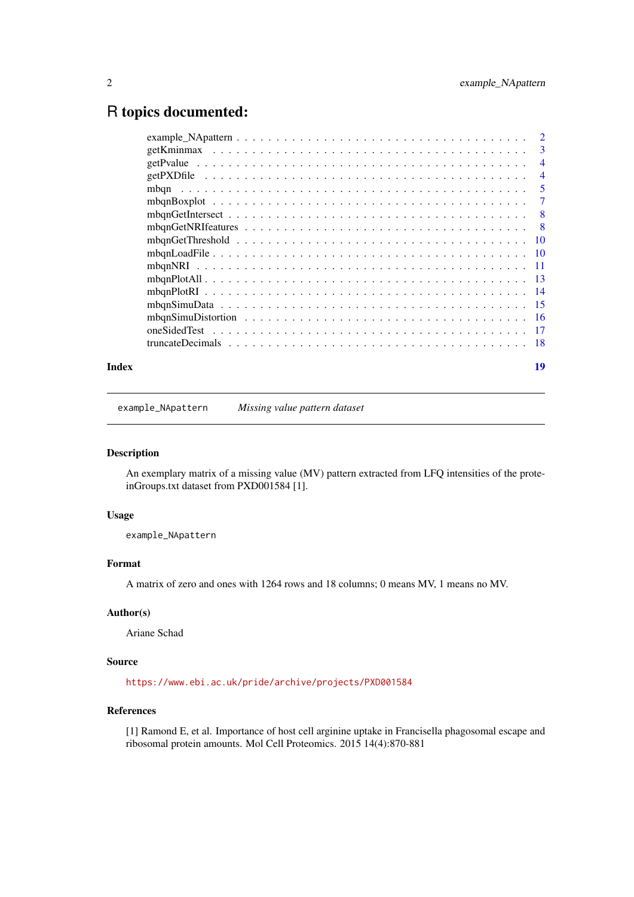# R topics documented:

| | |
|---|---|
| example_NApattern | 2 |
| getKminmax | 3 |
| getPvalue | 4 |
| getPXDfile | 4 |
| mbqn | 5 |
| mbqnBoxplot | 7 |
| mbqnGetIntersect | 8 |
| mbqnGetNRIfeatures | 8 |
| mbqnGetThreshold | 10 |
| mbqnLoadFile | 10 |
| mbqnNRI | 11 |
| mbqnPlotAll | 13 |
| mbqnPlotRI | 14 |
| mbqnSimuData | 15 |
| mbqnSimuDistortion | 16 |
| oneSidedTest | 17 |
| truncateDecimals | 18 |

**Index** **19**

---

`example_NApattern` *Missing value pattern dataset*

---

### Description

An exemplary matrix of a missing value (MV) pattern extracted from LFQ intensities of the proteinGroups.txt dataset from PXD001584 [1].

### Usage

```
example_NApattern
```

### Format

A matrix of zero and ones with 1264 rows and 18 columns; 0 means MV, 1 means no MV.

### Author(s)

Ariane Schad

### Source

https://www.ebi.ac.uk/pride/archive/projects/PXD001584

### References

[1] Ramond E, et al. Importance of host cell arginine uptake in Francisella phagosomal escape and ribosomal protein amounts. Mol Cell Proteomics. 2015 14(4):870-881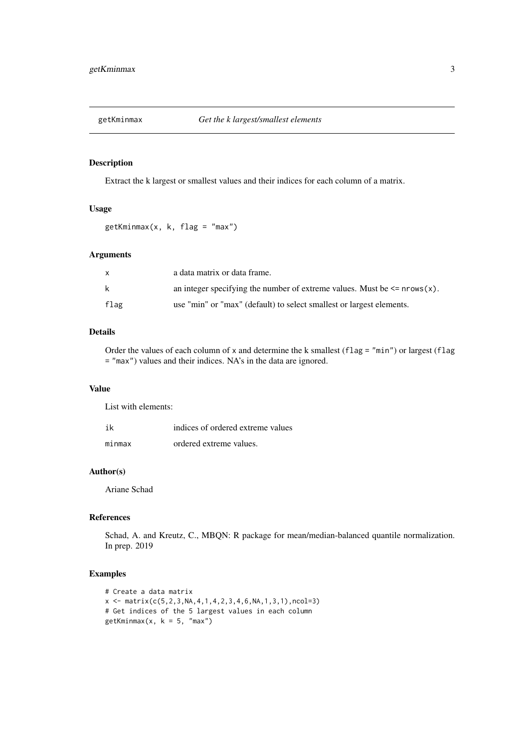## getKminmax *Get the k largest/smallest elements*

### Description

Extract the k largest or smallest values and their indices for each column of a matrix.

### Usage

```
getKminmax(x, k, flag = "max")
```

### Arguments

| | |
|---|---|
| `x` | a data matrix or data frame. |
| `k` | an integer specifying the number of extreme values. Must be `<= nrows(x)`. |
| `flag` | use "min" or "max" (default) to select smallest or largest elements. |

### Details

Order the values of each column of `x` and determine the k smallest (`flag = "min"`) or largest (`flag = "max"`) values and their indices. NA's in the data are ignored.

### Value

List with elements:

| | |
|---|---|
| `ik` | indices of ordered extreme values |
| `minmax` | ordered extreme values. |

### Author(s)

Ariane Schad

### References

Schad, A. and Kreutz, C., MBQN: R package for mean/median-balanced quantile normalization. In prep. 2019

### Examples

```
# Create a data matrix
x <- matrix(c(5,2,3,NA,4,1,4,2,3,4,6,NA,1,3,1),ncol=3)
# Get indices of the 5 largest values in each column
getKminmax(x, k = 5, "max")
```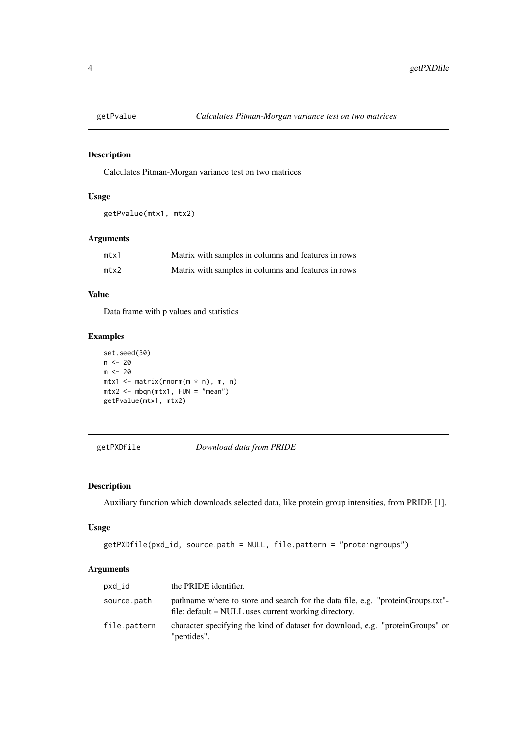## getPvalue — *Calculates Pitman-Morgan variance test on two matrices*

### Description

Calculates Pitman-Morgan variance test on two matrices

### Usage

```
getPvalue(mtx1, mtx2)
```

### Arguments

| | |
|---|---|
| mtx1 | Matrix with samples in columns and features in rows |
| mtx2 | Matrix with samples in columns and features in rows |

### Value

Data frame with p values and statistics

### Examples

```
set.seed(30)
n <- 20
m <- 20
mtx1 <- matrix(rnorm(m * n), m, n)
mtx2 <- mbqn(mtx1, FUN = "mean")
getPvalue(mtx1, mtx2)
```

## getPXDfile — *Download data from PRIDE*

### Description

Auxiliary function which downloads selected data, like protein group intensities, from PRIDE [1].

### Usage

```
getPXDfile(pxd_id, source.path = NULL, file.pattern = "proteingroups")
```

### Arguments

| | |
|---|---|
| pxd_id | the PRIDE identifier. |
| source.path | pathname where to store and search for the data file, e.g. "proteinGroups.txt"-file; default = NULL uses current working directory. |
| file.pattern | character specifying the kind of dataset for download, e.g. "proteinGroups" or "peptides". |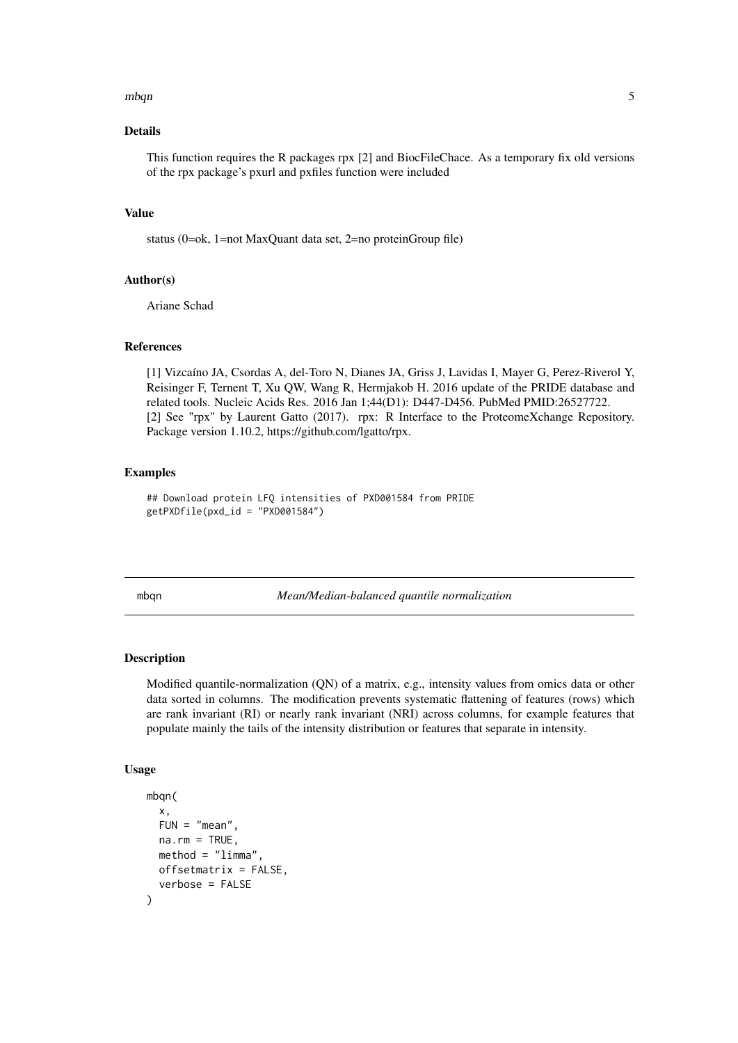### Details

This function requires the R packages rpx [2] and BiocFileChace. As a temporary fix old versions of the rpx package's pxurl and pxfiles function were included

### Value

status (0=ok, 1=not MaxQuant data set, 2=no proteinGroup file)

### Author(s)

Ariane Schad

### References

[1] Vizcaíno JA, Csordas A, del-Toro N, Dianes JA, Griss J, Lavidas I, Mayer G, Perez-Riverol Y, Reisinger F, Ternent T, Xu QW, Wang R, Hermjakob H. 2016 update of the PRIDE database and related tools. Nucleic Acids Res. 2016 Jan 1;44(D1): D447-D456. PubMed PMID:26527722.
[2] See "rpx" by Laurent Gatto (2017). rpx: R Interface to the ProteomeXchange Repository. Package version 1.10.2, https://github.com/lgatto/rpx.

### Examples

```
## Download protein LFQ intensities of PXD001584 from PRIDE
getPXDfile(pxd_id = "PXD001584")
```

---

## mbqn — *Mean/Median-balanced quantile normalization*

### Description

Modified quantile-normalization (QN) of a matrix, e.g., intensity values from omics data or other data sorted in columns. The modification prevents systematic flattening of features (rows) which are rank invariant (RI) or nearly rank invariant (NRI) across columns, for example features that populate mainly the tails of the intensity distribution or features that separate in intensity.

### Usage

```
mbqn(
  x,
  FUN = "mean",
  na.rm = TRUE,
  method = "limma",
  offsetmatrix = FALSE,
  verbose = FALSE
)
```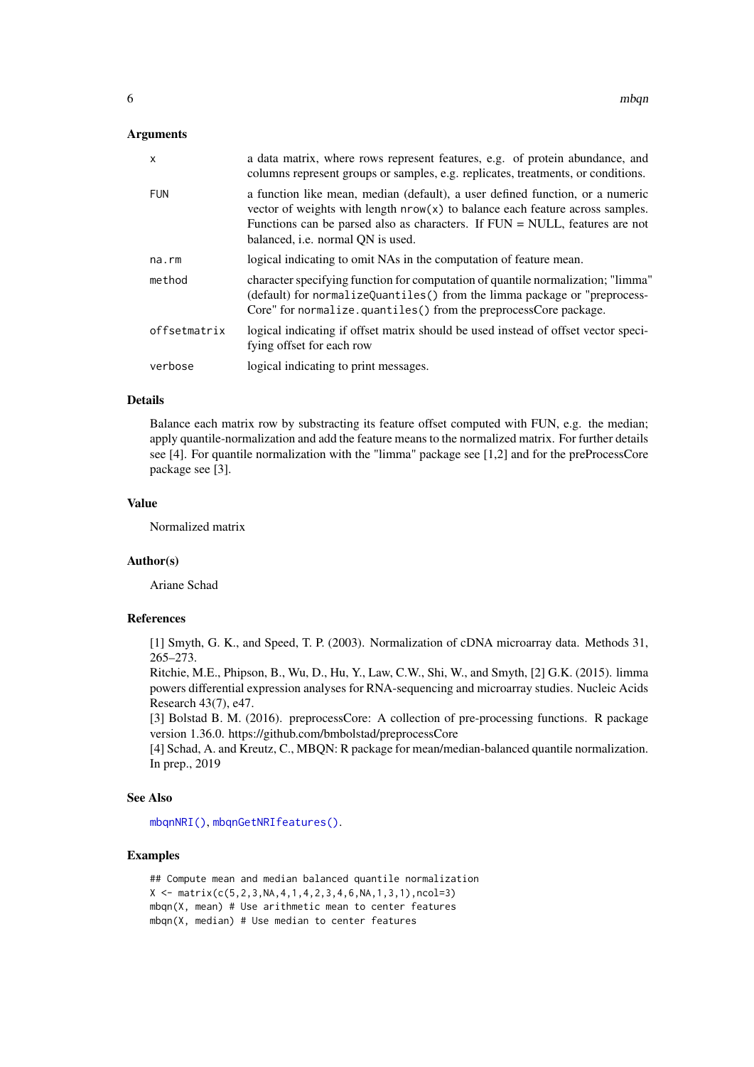### Arguments

| | |
|---|---|
| `x` | a data matrix, where rows represent features, e.g. of protein abundance, and columns represent groups or samples, e.g. replicates, treatments, or conditions. |
| `FUN` | a function like mean, median (default), a user defined function, or a numeric vector of weights with length `nrow(x)` to balance each feature across samples. Functions can be parsed also as characters. If FUN = NULL, features are not balanced, i.e. normal QN is used. |
| `na.rm` | logical indicating to omit NAs in the computation of feature mean. |
| `method` | character specifying function for computation of quantile normalization; "limma" (default) for `normalizeQuantiles()` from the limma package or "preprocessCore" for `normalize.quantiles()` from the preprocessCore package. |
| `offsetmatrix` | logical indicating if offset matrix should be used instead of offset vector specifying offset for each row |
| `verbose` | logical indicating to print messages. |

### Details

Balance each matrix row by substracting its feature offset computed with FUN, e.g. the median; apply quantile-normalization and add the feature means to the normalized matrix. For further details see [4]. For quantile normalization with the "limma" package see [1,2] and for the preProcessCore package see [3].

### Value

Normalized matrix

### Author(s)

Ariane Schad

### References

[1] Smyth, G. K., and Speed, T. P. (2003). Normalization of cDNA microarray data. Methods 31, 265–273.
Ritchie, M.E., Phipson, B., Wu, D., Hu, Y., Law, C.W., Shi, W., and Smyth, [2] G.K. (2015). limma powers differential expression analyses for RNA-sequencing and microarray studies. Nucleic Acids Research 43(7), e47.
[3] Bolstad B. M. (2016). preprocessCore: A collection of pre-processing functions. R package version 1.36.0. https://github.com/bmbolstad/preprocessCore
[4] Schad, A. and Kreutz, C., MBQN: R package for mean/median-balanced quantile normalization. In prep., 2019

### See Also

`mbqnNRI()`, `mbqnGetNRIfeatures()`.

### Examples

```
## Compute mean and median balanced quantile normalization
X <- matrix(c(5,2,3,NA,4,1,4,2,3,4,6,NA,1,3,1),ncol=3)
mbqn(X, mean) # Use arithmetic mean to center features
mbqn(X, median) # Use median to center features
```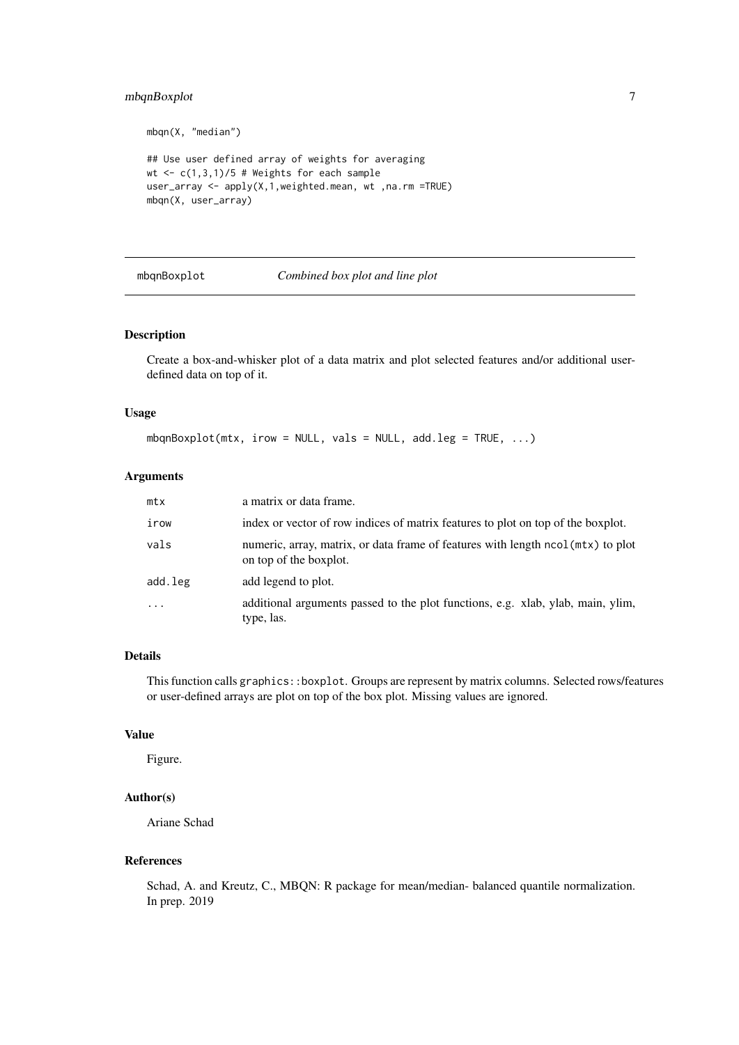```
mbqn(X, "median")

## Use user defined array of weights for averaging
wt <- c(1,3,1)/5 # Weights for each sample
user_array <- apply(X,1,weighted.mean, wt ,na.rm =TRUE)
mbqn(X, user_array)
```

---

## mbqnBoxplot — *Combined box plot and line plot*

---

### Description

Create a box-and-whisker plot of a data matrix and plot selected features and/or additional user-defined data on top of it.

### Usage

```
mbqnBoxplot(mtx, irow = NULL, vals = NULL, add.leg = TRUE, ...)
```

### Arguments

| | |
|---|---|
| `mtx` | a matrix or data frame. |
| `irow` | index or vector of row indices of matrix features to plot on top of the boxplot. |
| `vals` | numeric, array, matrix, or data frame of features with length `ncol(mtx)` to plot on top of the boxplot. |
| `add.leg` | add legend to plot. |
| `...` | additional arguments passed to the plot functions, e.g. xlab, ylab, main, ylim, type, las. |

### Details

This function calls `graphics::boxplot`. Groups are represent by matrix columns. Selected rows/features or user-defined arrays are plot on top of the box plot. Missing values are ignored.

### Value

Figure.

### Author(s)

Ariane Schad

### References

Schad, A. and Kreutz, C., MBQN: R package for mean/median- balanced quantile normalization. In prep. 2019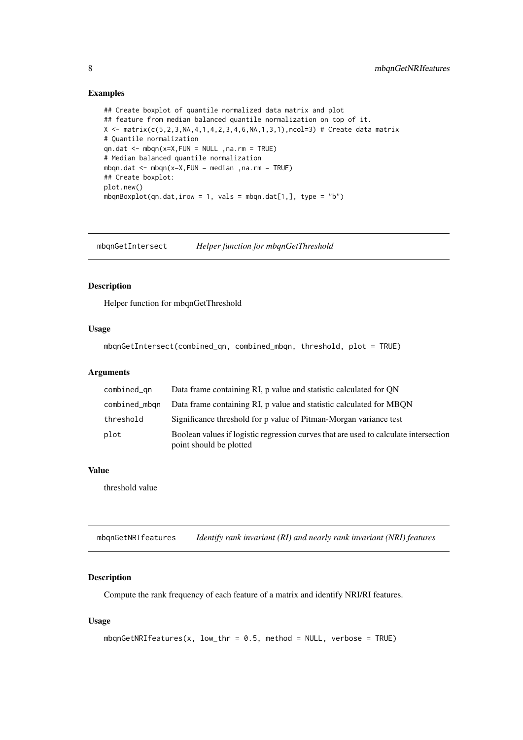### Examples

```
## Create boxplot of quantile normalized data matrix and plot
## feature from median balanced quantile normalization on top of it.
X <- matrix(c(5,2,3,NA,4,1,4,2,3,4,6,NA,1,3,1),ncol=3) # Create data matrix
# Quantile normalization
qn.dat <- mbqn(x=X,FUN = NULL ,na.rm = TRUE)
# Median balanced quantile normalization
mbqn.dat <- mbqn(x=X,FUN = median ,na.rm = TRUE)
## Create boxplot:
plot.new()
mbqnBoxplot(qn.dat,irow = 1, vals = mbqn.dat[1,], type = "b")
```

---

## mbqnGetIntersect — *Helper function for mbqnGetThreshold*

### Description

Helper function for mbqnGetThreshold

### Usage

```
mbqnGetIntersect(combined_qn, combined_mbqn, threshold, plot = TRUE)
```

### Arguments

| | |
|---|---|
| combined_qn | Data frame containing RI, p value and statistic calculated for QN |
| combined_mbqn | Data frame containing RI, p value and statistic calculated for MBQN |
| threshold | Significance threshold for p value of Pitman-Morgan variance test |
| plot | Boolean values if logistic regression curves that are used to calculate intersection point should be plotted |

### Value

threshold value

---

## mbqnGetNRIfeatures — *Identify rank invariant (RI) and nearly rank invariant (NRI) features*

### Description

Compute the rank frequency of each feature of a matrix and identify NRI/RI features.

### Usage

```
mbqnGetNRIfeatures(x, low_thr = 0.5, method = NULL, verbose = TRUE)
```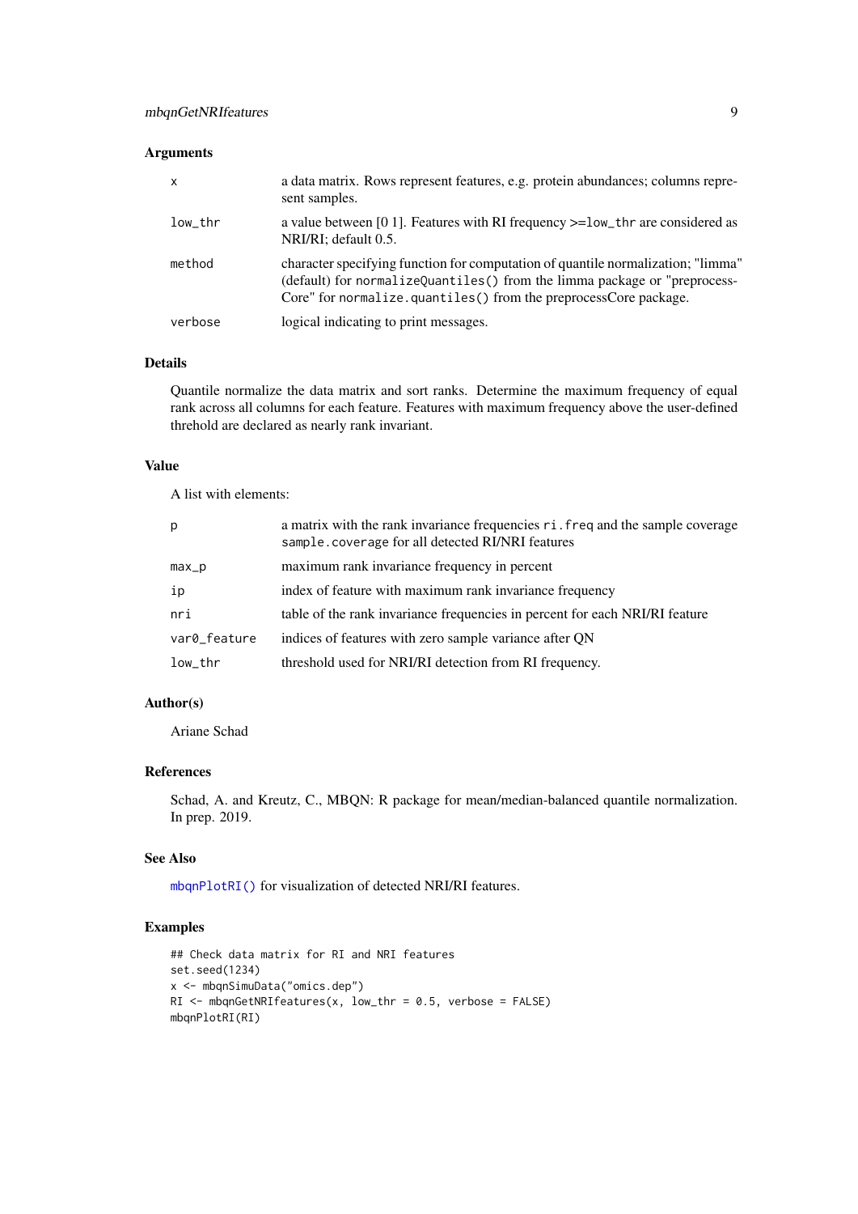### Arguments

| | |
|---|---|
| `x` | a data matrix. Rows represent features, e.g. protein abundances; columns represent samples. |
| `low_thr` | a value between [0 1]. Features with RI frequency >=`low_thr` are considered as NRI/RI; default 0.5. |
| `method` | character specifying function for computation of quantile normalization; "limma" (default) for `normalizeQuantiles()` from the limma package or "preprocessCore" for `normalize.quantiles()` from the preprocessCore package. |
| `verbose` | logical indicating to print messages. |

### Details

Quantile normalize the data matrix and sort ranks. Determine the maximum frequency of equal rank across all columns for each feature. Features with maximum frequency above the user-defined threhold are declared as nearly rank invariant.

### Value

A list with elements:

| | |
|---|---|
| `p` | a matrix with the rank invariance frequencies `ri.freq` and the sample coverage `sample.coverage` for all detected RI/NRI features |
| `max_p` | maximum rank invariance frequency in percent |
| `ip` | index of feature with maximum rank invariance frequency |
| `nri` | table of the rank invariance frequencies in percent for each NRI/RI feature |
| `var0_feature` | indices of features with zero sample variance after QN |
| `low_thr` | threshold used for NRI/RI detection from RI frequency. |

### Author(s)

Ariane Schad

### References

Schad, A. and Kreutz, C., MBQN: R package for mean/median-balanced quantile normalization. In prep. 2019.

### See Also

`mbqnPlotRI()` for visualization of detected NRI/RI features.

### Examples

```
## Check data matrix for RI and NRI features
set.seed(1234)
x <- mbqnSimuData("omics.dep")
RI <- mbqnGetNRIfeatures(x, low_thr = 0.5, verbose = FALSE)
mbqnPlotRI(RI)
```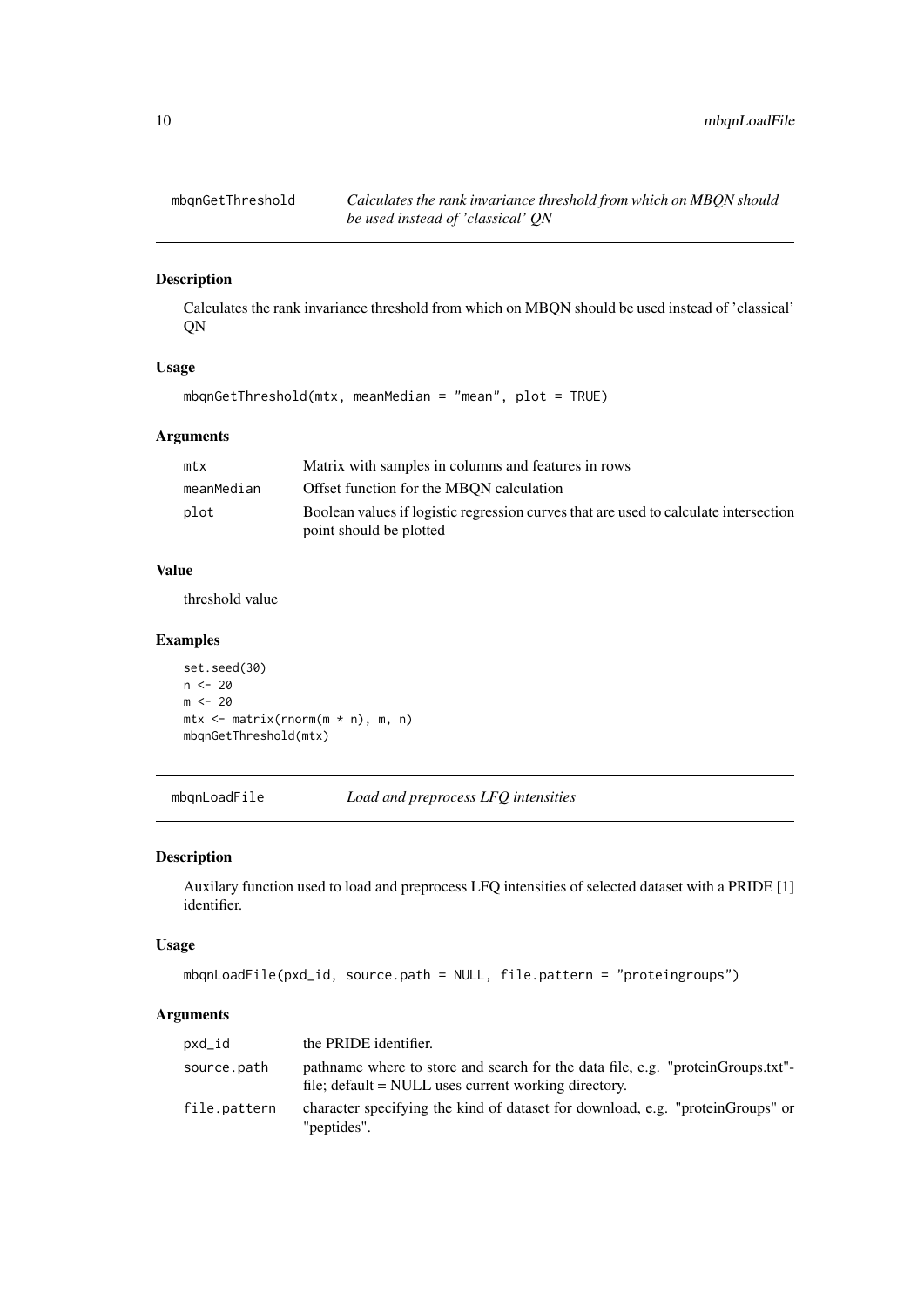## mbqnGetThreshold

*Calculates the rank invariance threshold from which on MBQN should be used instead of 'classical' QN*

### Description

Calculates the rank invariance threshold from which on MBQN should be used instead of 'classical' QN

### Usage

```
mbqnGetThreshold(mtx, meanMedian = "mean", plot = TRUE)
```

### Arguments

| | |
|---|---|
| mtx | Matrix with samples in columns and features in rows |
| meanMedian | Offset function for the MBQN calculation |
| plot | Boolean values if logistic regression curves that are used to calculate intersection point should be plotted |

### Value

threshold value

### Examples

```
set.seed(30)
n <- 20
m <- 20
mtx <- matrix(rnorm(m * n), m, n)
mbqnGetThreshold(mtx)
```

## mbqnLoadFile

*Load and preprocess LFQ intensities*

### Description

Auxilary function used to load and preprocess LFQ intensities of selected dataset with a PRIDE [1] identifier.

### Usage

```
mbqnLoadFile(pxd_id, source.path = NULL, file.pattern = "proteingroups")
```

### Arguments

| | |
|---|---|
| pxd_id | the PRIDE identifier. |
| source.path | pathname where to store and search for the data file, e.g. "proteinGroups.txt"-file; default = NULL uses current working directory. |
| file.pattern | character specifying the kind of dataset for download, e.g. "proteinGroups" or "peptides". |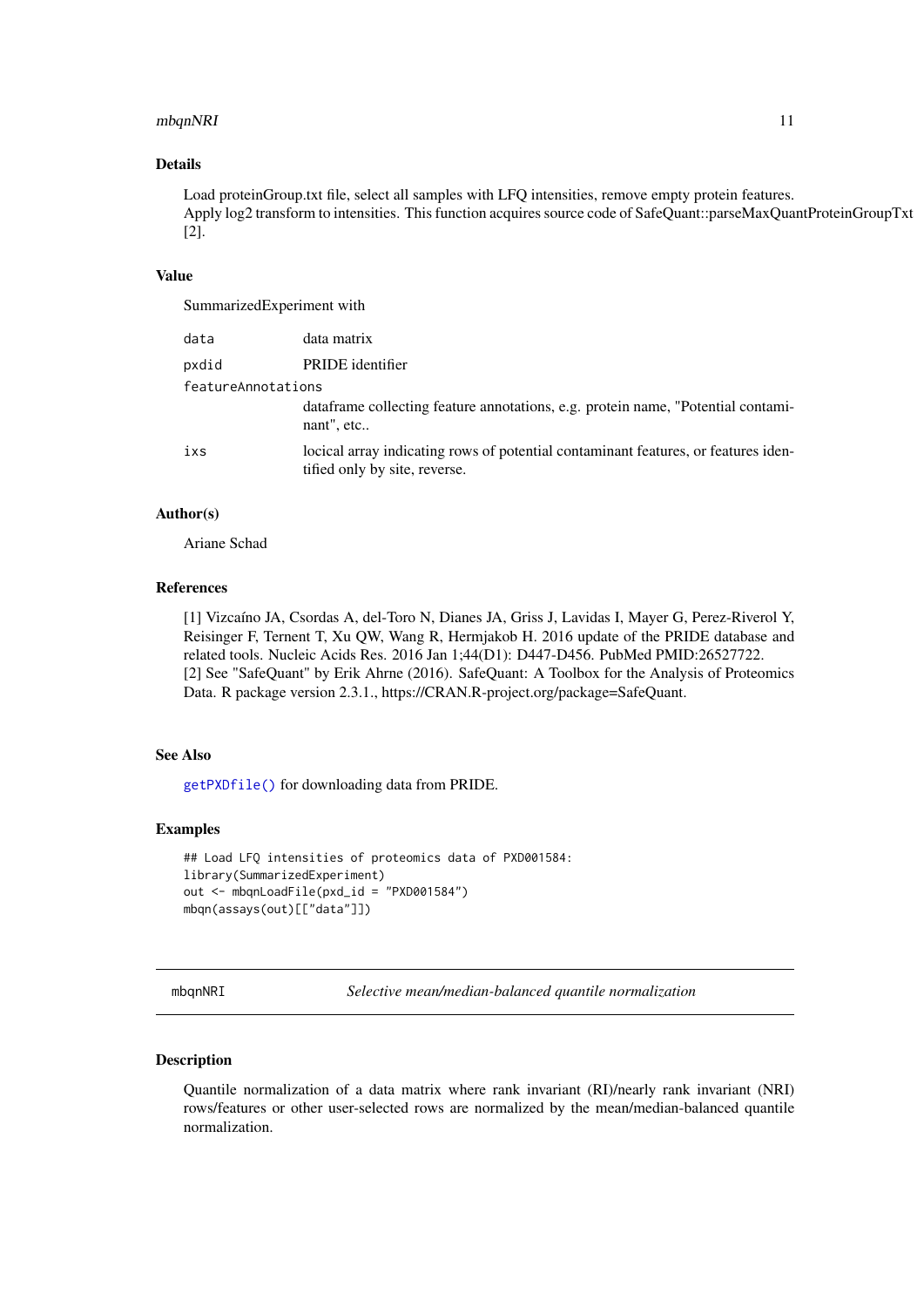## Details

Load proteinGroup.txt file, select all samples with LFQ intensities, remove empty protein features. Apply log2 transform to intensities. This function acquires source code of SafeQuant::parseMaxQuantProteinGroupTxt [2].

## Value

SummarizedExperiment with

| | |
|---|---|
| `data` | data matrix |
| `pxdid` | PRIDE identifier |
| `featureAnnotations` | dataframe collecting feature annotations, e.g. protein name, "Potential contaminant", etc.. |
| `ixs` | locical array indicating rows of potential contaminant features, or features identified only by site, reverse. |

## Author(s)

Ariane Schad

## References

[1] Vizcaíno JA, Csordas A, del-Toro N, Dianes JA, Griss J, Lavidas I, Mayer G, Perez-Riverol Y, Reisinger F, Ternent T, Xu QW, Wang R, Hermjakob H. 2016 update of the PRIDE database and related tools. Nucleic Acids Res. 2016 Jan 1;44(D1): D447-D456. PubMed PMID:26527722.
[2] See "SafeQuant" by Erik Ahrne (2016). SafeQuant: A Toolbox for the Analysis of Proteomics Data. R package version 2.3.1., https://CRAN.R-project.org/package=SafeQuant.

## See Also

`getPXDfile()` for downloading data from PRIDE.

## Examples

```
## Load LFQ intensities of proteomics data of PXD001584:
library(SummarizedExperiment)
out <- mbqnLoadFile(pxd_id = "PXD001584")
mbqn(assays(out)[["data"]])
```

---

# `mbqnNRI` *Selective mean/median-balanced quantile normalization*

## Description

Quantile normalization of a data matrix where rank invariant (RI)/nearly rank invariant (NRI) rows/features or other user-selected rows are normalized by the mean/median-balanced quantile normalization.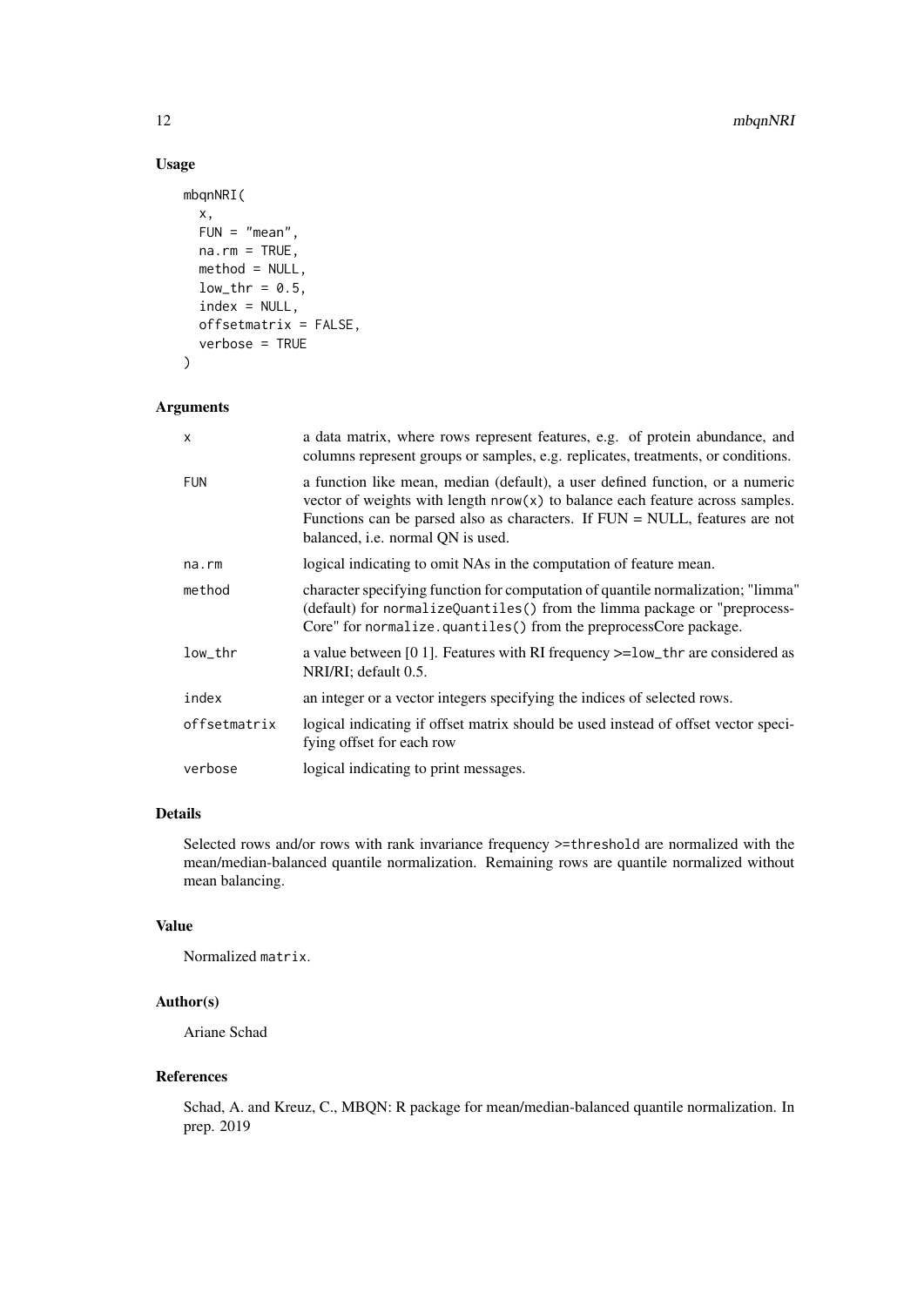## Usage

```
mbqnNRI(
  x,
  FUN = "mean",
  na.rm = TRUE,
  method = NULL,
  low_thr = 0.5,
  index = NULL,
  offsetmatrix = FALSE,
  verbose = TRUE
)
```

## Arguments

| | |
|---|---|
| `x` | a data matrix, where rows represent features, e.g. of protein abundance, and columns represent groups or samples, e.g. replicates, treatments, or conditions. |
| `FUN` | a function like mean, median (default), a user defined function, or a numeric vector of weights with length `nrow(x)` to balance each feature across samples. Functions can be parsed also as characters. If FUN = NULL, features are not balanced, i.e. normal QN is used. |
| `na.rm` | logical indicating to omit NAs in the computation of feature mean. |
| `method` | character specifying function for computation of quantile normalization; "limma" (default) for `normalizeQuantiles()` from the limma package or "preprocessCore" for `normalize.quantiles()` from the preprocessCore package. |
| `low_thr` | a value between [0 1]. Features with RI frequency >=`low_thr` are considered as NRI/RI; default 0.5. |
| `index` | an integer or a vector integers specifying the indices of selected rows. |
| `offsetmatrix` | logical indicating if offset matrix should be used instead of offset vector specifying offset for each row |
| `verbose` | logical indicating to print messages. |

## Details

Selected rows and/or rows with rank invariance frequency >=`threshold` are normalized with the mean/median-balanced quantile normalization. Remaining rows are quantile normalized without mean balancing.

## Value

Normalized `matrix`.

## Author(s)

Ariane Schad

## References

Schad, A. and Kreuz, C., MBQN: R package for mean/median-balanced quantile normalization. In prep. 2019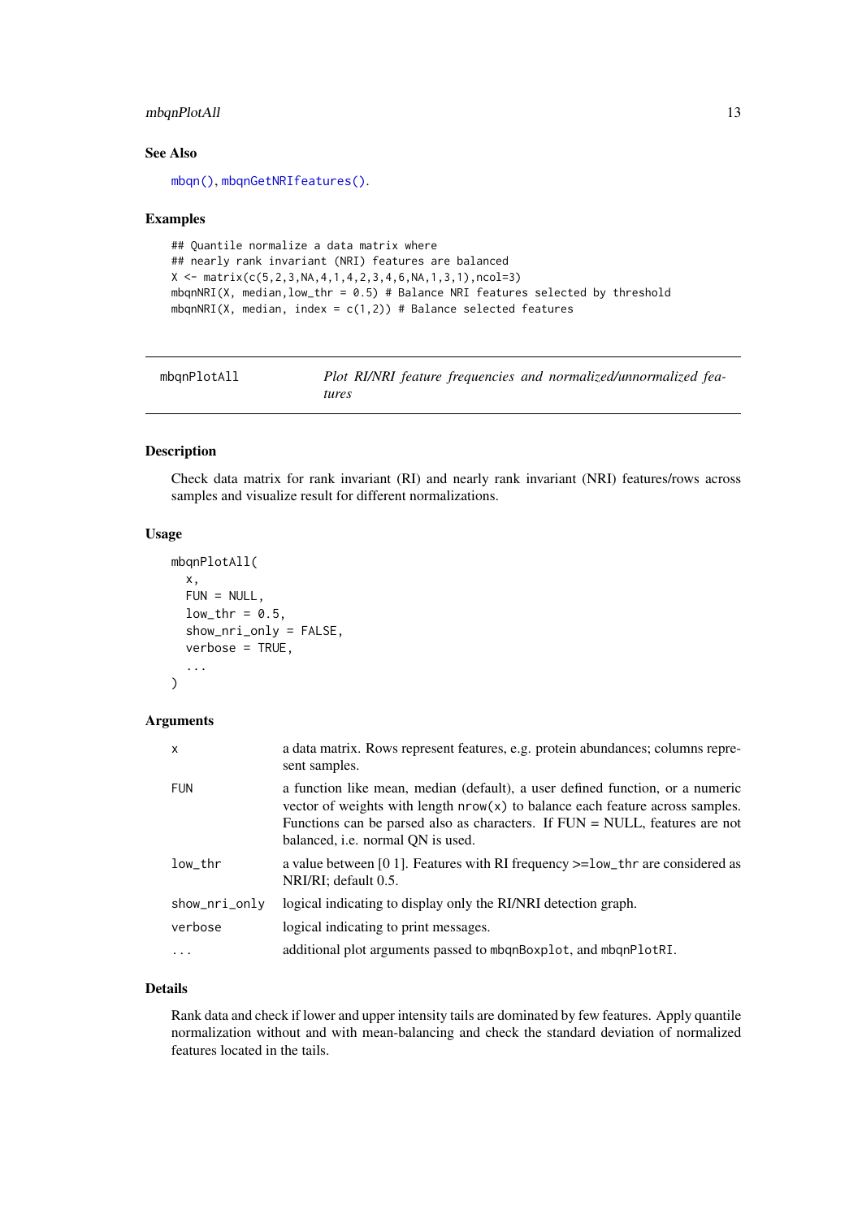### See Also

mbqn(), mbqnGetNRIfeatures().

### Examples

```
## Quantile normalize a data matrix where
## nearly rank invariant (NRI) features are balanced
X <- matrix(c(5,2,3,NA,4,1,4,2,3,4,6,NA,1,3,1),ncol=3)
mbqnNRI(X, median,low_thr = 0.5) # Balance NRI features selected by threshold
mbqnNRI(X, median, index = c(1,2)) # Balance selected features
```

---

## mbqnPlotAll — *Plot RI/NRI feature frequencies and normalized/unnormalized features*

### Description

Check data matrix for rank invariant (RI) and nearly rank invariant (NRI) features/rows across samples and visualize result for different normalizations.

### Usage

```
mbqnPlotAll(
  x,
  FUN = NULL,
  low_thr = 0.5,
  show_nri_only = FALSE,
  verbose = TRUE,
  ...
)
```

### Arguments

| | |
|---|---|
| x | a data matrix. Rows represent features, e.g. protein abundances; columns represent samples. |
| FUN | a function like mean, median (default), a user defined function, or a numeric vector of weights with length nrow(x) to balance each feature across samples. Functions can be parsed also as characters. If FUN = NULL, features are not balanced, i.e. normal QN is used. |
| low_thr | a value between [0 1]. Features with RI frequency >=low_thr are considered as NRI/RI; default 0.5. |
| show_nri_only | logical indicating to display only the RI/NRI detection graph. |
| verbose | logical indicating to print messages. |
| ... | additional plot arguments passed to mbqnBoxplot, and mbqnPlotRI. |

### Details

Rank data and check if lower and upper intensity tails are dominated by few features. Apply quantile normalization without and with mean-balancing and check the standard deviation of normalized features located in the tails.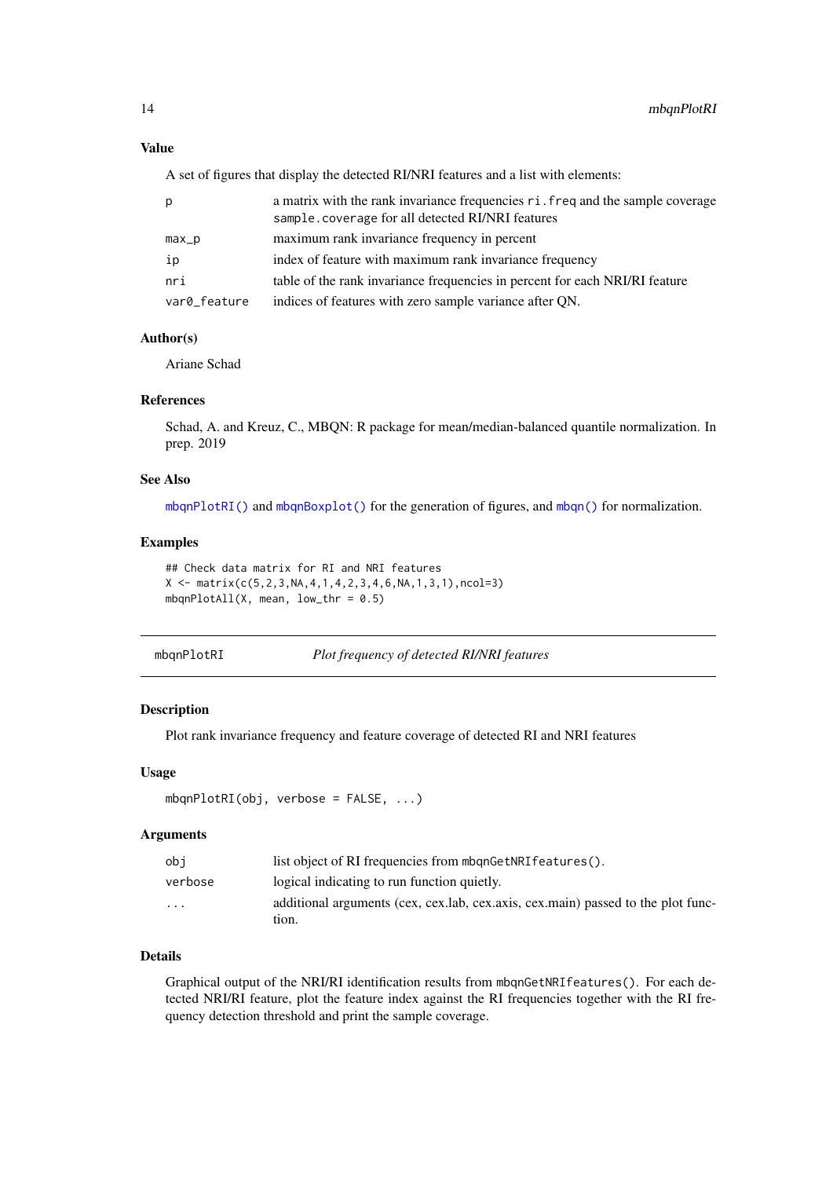### Value

A set of figures that display the detected RI/NRI features and a list with elements:

| | |
|---|---|
| `p` | a matrix with the rank invariance frequencies `ri.freq` and the sample coverage `sample.coverage` for all detected RI/NRI features |
| `max_p` | maximum rank invariance frequency in percent |
| `ip` | index of feature with maximum rank invariance frequency |
| `nri` | table of the rank invariance frequencies in percent for each NRI/RI feature |
| `var0_feature` | indices of features with zero sample variance after QN. |

### Author(s)

Ariane Schad

### References

Schad, A. and Kreuz, C., MBQN: R package for mean/median-balanced quantile normalization. In prep. 2019

### See Also

`mbqnPlotRI()` and `mbqnBoxplot()` for the generation of figures, and `mbqn()` for normalization.

### Examples

```
## Check data matrix for RI and NRI features
X <- matrix(c(5,2,3,NA,4,1,4,2,3,4,6,NA,1,3,1),ncol=3)
mbqnPlotAll(X, mean, low_thr = 0.5)
```

---

## mbqnPlotRI — *Plot frequency of detected RI/NRI features*

### Description

Plot rank invariance frequency and feature coverage of detected RI and NRI features

### Usage

```
mbqnPlotRI(obj, verbose = FALSE, ...)
```

### Arguments

| | |
|---|---|
| `obj` | list object of RI frequencies from `mbqnGetNRIfeatures()`. |
| `verbose` | logical indicating to run function quietly. |
| `...` | additional arguments (cex, cex.lab, cex.axis, cex.main) passed to the plot function. |

### Details

Graphical output of the NRI/RI identification results from `mbqnGetNRIfeatures()`. For each detected NRI/RI feature, plot the feature index against the RI frequencies together with the RI frequency detection threshold and print the sample coverage.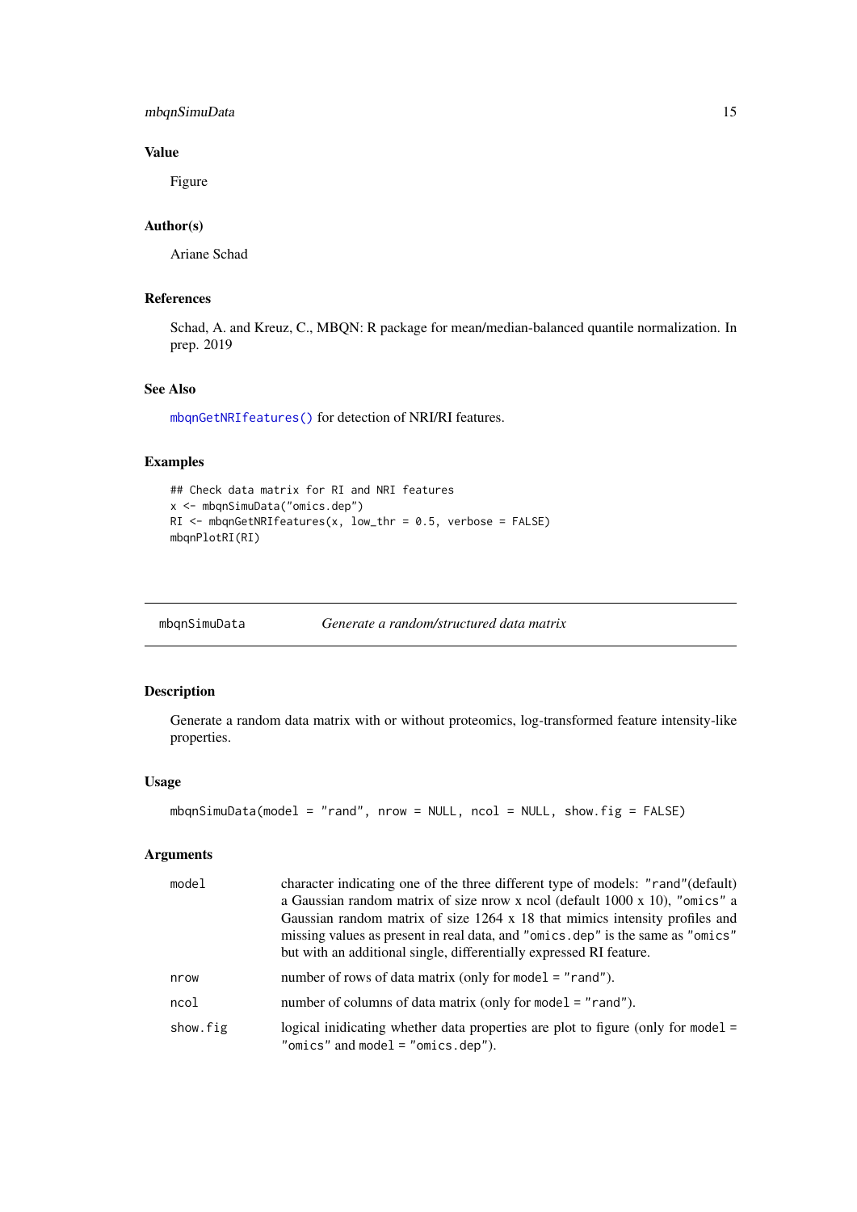### Value

Figure

### Author(s)

Ariane Schad

### References

Schad, A. and Kreuz, C., MBQN: R package for mean/median-balanced quantile normalization. In prep. 2019

### See Also

`mbqnGetNRIfeatures()` for detection of NRI/RI features.

### Examples

```
## Check data matrix for RI and NRI features
x <- mbqnSimuData("omics.dep")
RI <- mbqnGetNRIfeatures(x, low_thr = 0.5, verbose = FALSE)
mbqnPlotRI(RI)
```

---

## mbqnSimuData *Generate a random/structured data matrix*

---

### Description

Generate a random data matrix with or without proteomics, log-transformed feature intensity-like properties.

### Usage

```
mbqnSimuData(model = "rand", nrow = NULL, ncol = NULL, show.fig = FALSE)
```

### Arguments

| | |
|---|---|
| `model` | character indicating one of the three different type of models: `"rand"`(default) a Gaussian random matrix of size nrow x ncol (default 1000 x 10), `"omics"` a Gaussian random matrix of size 1264 x 18 that mimics intensity profiles and missing values as present in real data, and `"omics.dep"` is the same as `"omics"` but with an additional single, differentially expressed RI feature. |
| `nrow` | number of rows of data matrix (only for `model = "rand"`). |
| `ncol` | number of columns of data matrix (only for `model = "rand"`). |
| `show.fig` | logical inidicating whether data properties are plot to figure (only for `model = "omics"` and `model = "omics.dep"`). |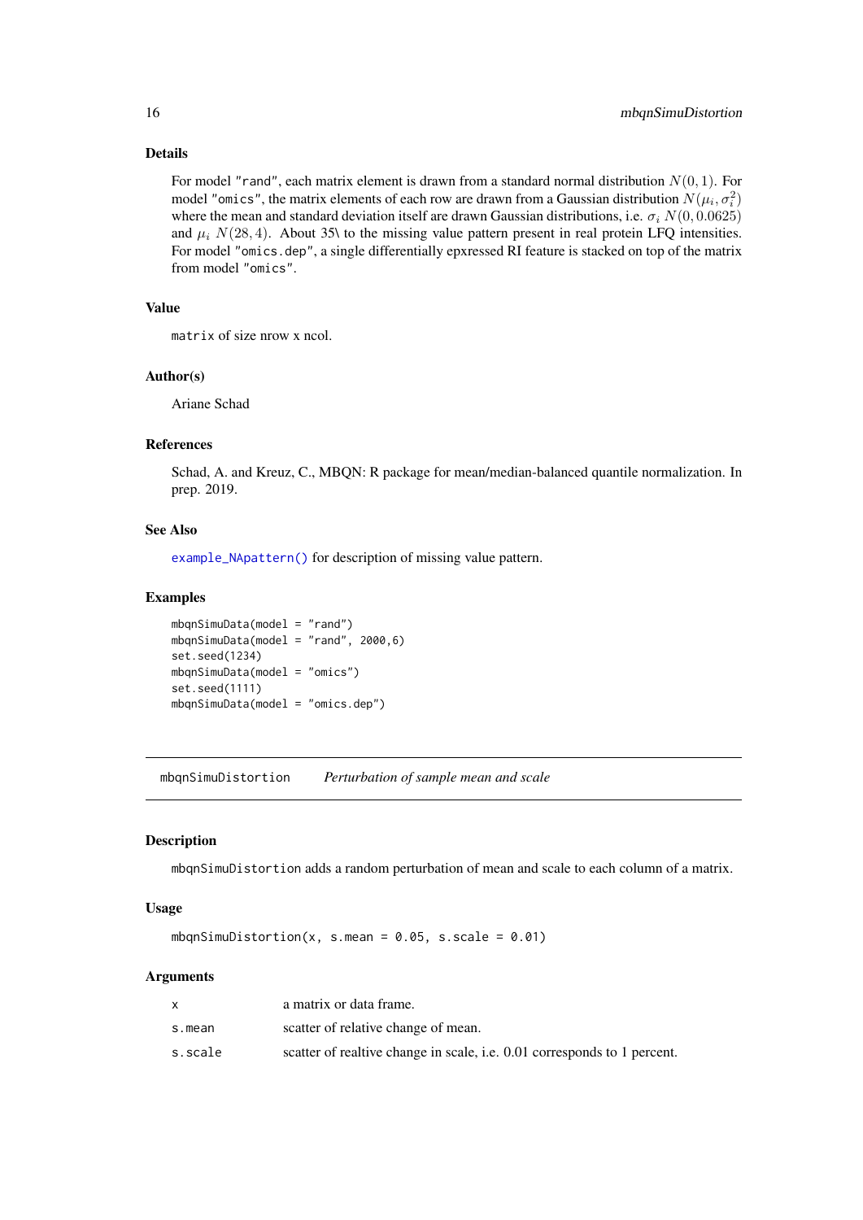## Details

For model "rand", each matrix element is drawn from a standard normal distribution $N(0, 1)$. For model "omics", the matrix elements of each row are drawn from a Gaussian distribution $N(\mu_i, \sigma_i^2)$ where the mean and standard deviation itself are drawn Gaussian distributions, i.e. $\sigma_i$ $N(0, 0.0625)$ and $\mu_i$ $N(28, 4)$. About 35\ to the missing value pattern present in real protein LFQ intensities. For model "omics.dep", a single differentially epxressed RI feature is stacked on top of the matrix from model "omics".

## Value

`matrix` of size nrow x ncol.

## Author(s)

Ariane Schad

## References

Schad, A. and Kreuz, C., MBQN: R package for mean/median-balanced quantile normalization. In prep. 2019.

## See Also

`example_NApattern()` for description of missing value pattern.

## Examples

```
mbqnSimuData(model = "rand")
mbqnSimuData(model = "rand", 2000,6)
set.seed(1234)
mbqnSimuData(model = "omics")
set.seed(1111)
mbqnSimuData(model = "omics.dep")
```

---

# mbqnSimuDistortion — *Perturbation of sample mean and scale*

## Description

`mbqnSimuDistortion` adds a random perturbation of mean and scale to each column of a matrix.

## Usage

```
mbqnSimuDistortion(x, s.mean = 0.05, s.scale = 0.01)
```

## Arguments

| | |
|---|---|
| x | a matrix or data frame. |
| s.mean | scatter of relative change of mean. |
| s.scale | scatter of realtive change in scale, i.e. 0.01 corresponds to 1 percent. |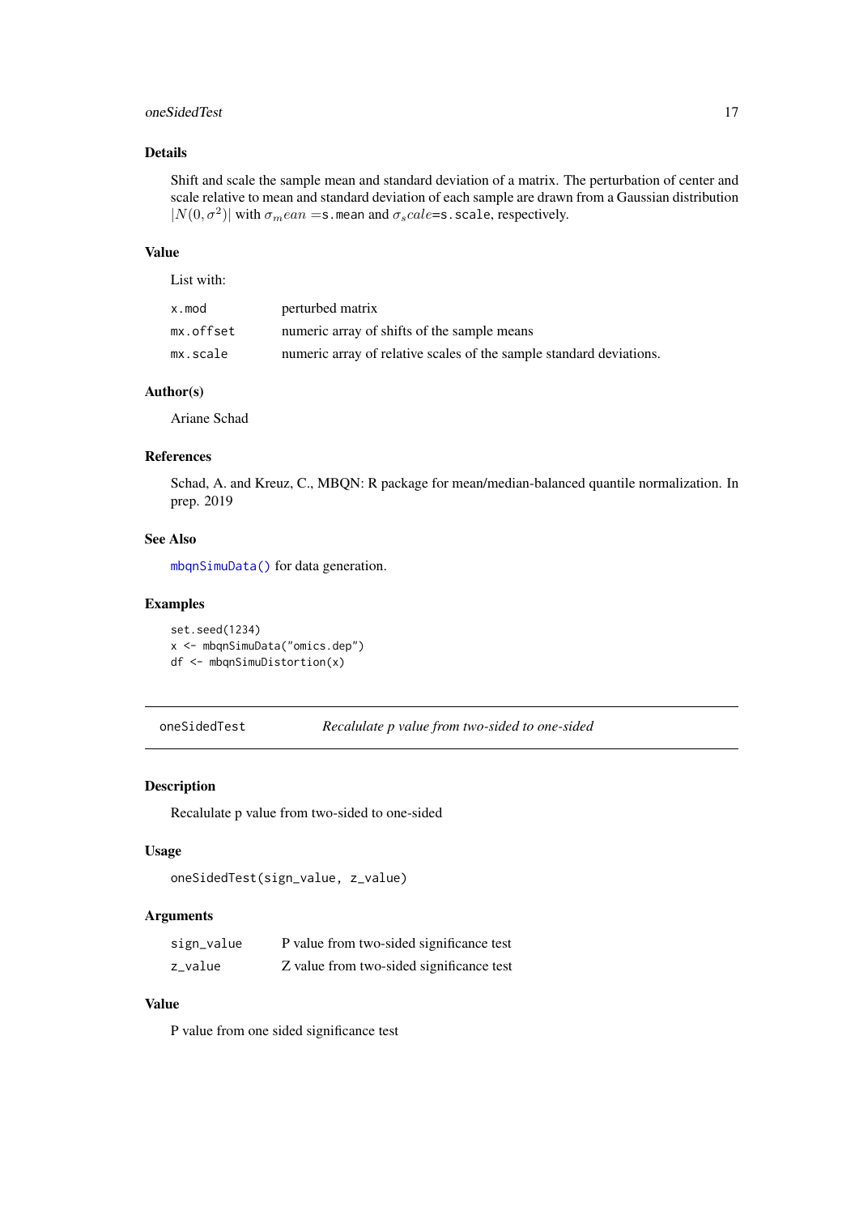## Details

Shift and scale the sample mean and standard deviation of a matrix. The perturbation of center and scale relative to mean and standard deviation of each sample are drawn from a Gaussian distribution $|N(0,\sigma^2)|$ with $\sigma_m ean$ =`s.mean` and $\sigma_s cale$=`s.scale`, respectively.

## Value

List with:

| | |
|---|---|
| `x.mod` | perturbed matrix |
| `mx.offset` | numeric array of shifts of the sample means |
| `mx.scale` | numeric array of relative scales of the sample standard deviations. |

## Author(s)

Ariane Schad

## References

Schad, A. and Kreuz, C., MBQN: R package for mean/median-balanced quantile normalization. In prep. 2019

## See Also

`mbqnSimuData()` for data generation.

## Examples

```
set.seed(1234)
x <- mbqnSimuData("omics.dep")
df <- mbqnSimuDistortion(x)
```

---

# `oneSidedTest` — *Recalulate p value from two-sided to one-sided*

## Description

Recalulate p value from two-sided to one-sided

## Usage

```
oneSidedTest(sign_value, z_value)
```

## Arguments

| | |
|---|---|
| `sign_value` | P value from two-sided significance test |
| `z_value` | Z value from two-sided significance test |

## Value

P value from one sided significance test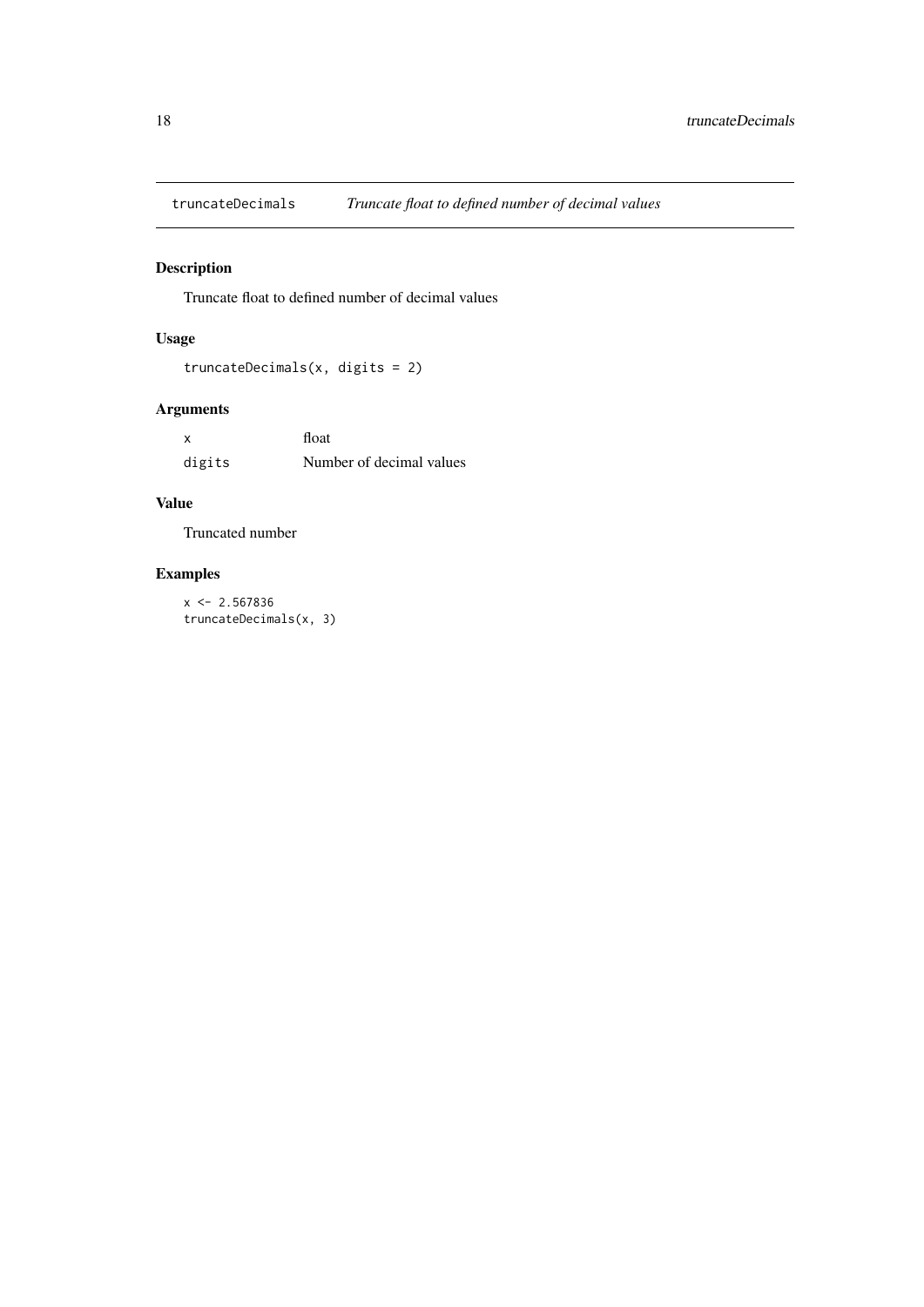# truncateDecimals *Truncate float to defined number of decimal values*

## Description

Truncate float to defined number of decimal values

## Usage

```
truncateDecimals(x, digits = 2)
```

## Arguments

| | |
|---|---|
| x | float |
| digits | Number of decimal values |

## Value

Truncated number

## Examples

```
x <- 2.567836
truncateDecimals(x, 3)
```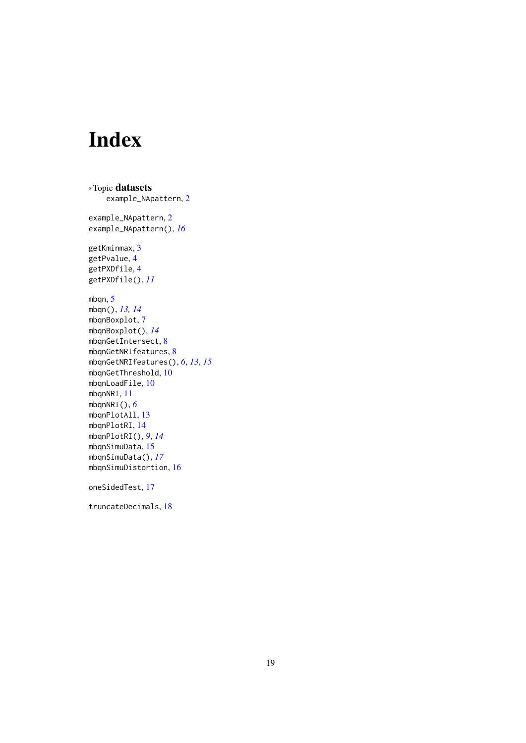# Index

∗Topic **datasets**
    example_NApattern, 2

example_NApattern, 2
example_NApattern(), *16*

getKminmax, 3
getPvalue, 4
getPXDfile, 4
getPXDfile(), *11*

mbqn, 5
mbqn(), *13*, *14*
mbqnBoxplot, 7
mbqnBoxplot(), *14*
mbqnGetIntersect, 8
mbqnGetNRIfeatures, 8
mbqnGetNRIfeatures(), *6*, *13*, *15*
mbqnGetThreshold, 10
mbqnLoadFile, 10
mbqnNRI, 11
mbqnNRI(), *6*
mbqnPlotAll, 13
mbqnPlotRI, 14
mbqnPlotRI(), *9*, *14*
mbqnSimuData, 15
mbqnSimuData(), *17*
mbqnSimuDistortion, 16

oneSidedTest, 17

truncateDecimals, 18